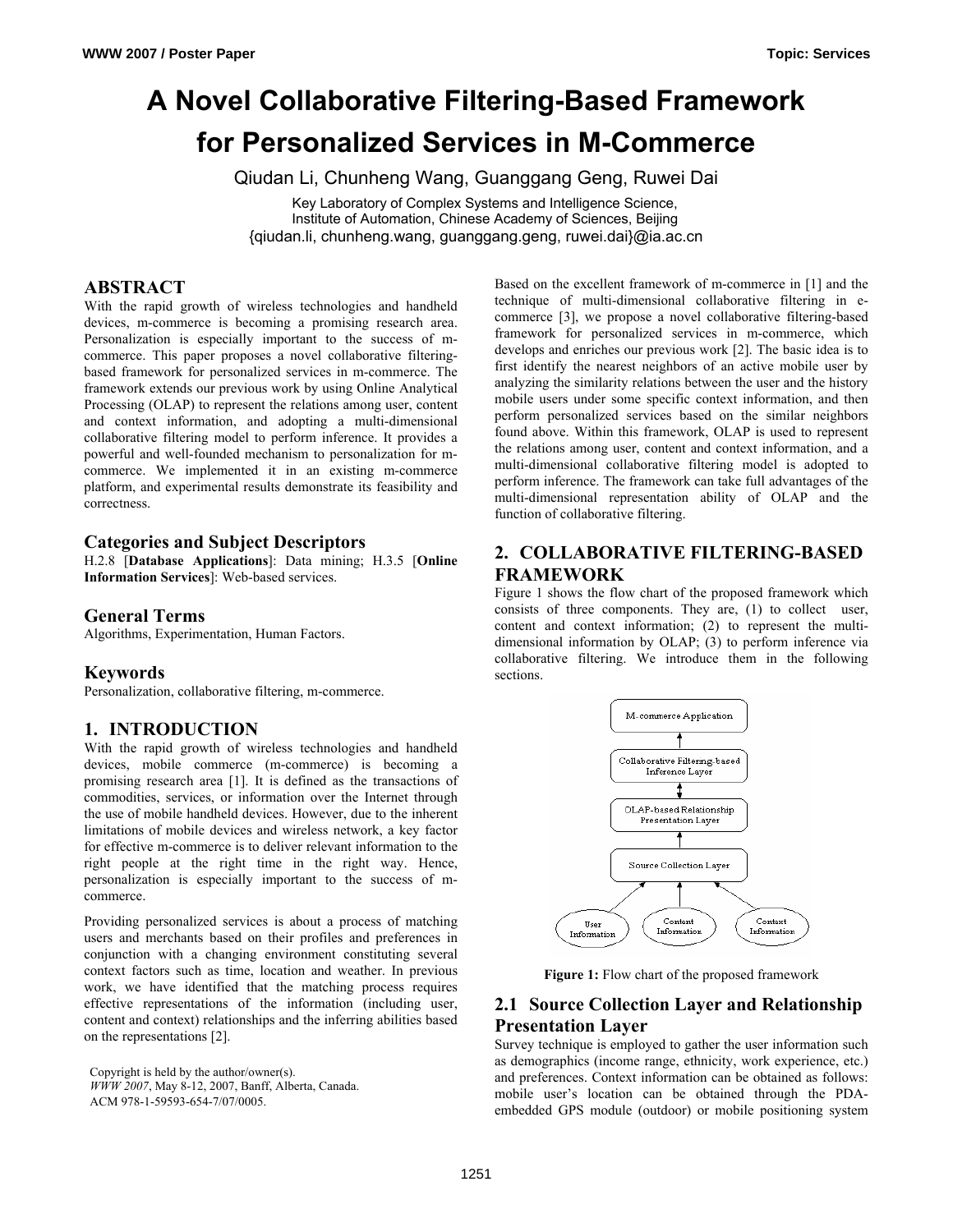# A Novel Collaborative Filtering-Based Framework for Personalized Services in M-Commerce

Qiudan Li, Chunheng Wang, Guanggang Geng, Ruwei Dai

Key Laboratory of Complex Systems and Intelligence Science,
Institute of Automation, Chinese Academy of Sciences, Beijing
{qiudan.li, chunheng.wang, guanggang.geng, ruwei.dai}@ia.ac.cn

## ABSTRACT

With the rapid growth of wireless technologies and handheld devices, m-commerce is becoming a promising research area. Personalization is especially important to the success of m-commerce. This paper proposes a novel collaborative filtering-based framework for personalized services in m-commerce. The framework extends our previous work by using Online Analytical Processing (OLAP) to represent the relations among user, content and context information, and adopting a multi-dimensional collaborative filtering model to perform inference. It provides a powerful and well-founded mechanism to personalization for m-commerce. We implemented it in an existing m-commerce platform, and experimental results demonstrate its feasibility and correctness.

## Categories and Subject Descriptors

H.2.8 [**Database Applications**]: Data mining; H.3.5 [**Online Information Services**]: Web-based services.

## General Terms

Algorithms, Experimentation, Human Factors.

## Keywords

Personalization, collaborative filtering, m-commerce.

## 1. INTRODUCTION

With the rapid growth of wireless technologies and handheld devices, mobile commerce (m-commerce) is becoming a promising research area [1]. It is defined as the transactions of commodities, services, or information over the Internet through the use of mobile handheld devices. However, due to the inherent limitations of mobile devices and wireless network, a key factor for effective m-commerce is to deliver relevant information to the right people at the right time in the right way. Hence, personalization is especially important to the success of m-commerce.

Providing personalized services is about a process of matching users and merchants based on their profiles and preferences in conjunction with a changing environment constituting several context factors such as time, location and weather. In previous work, we have identified that the matching process requires effective representations of the information (including user, content and context) relationships and the inferring abilities based on the representations [2].

Copyright is held by the author/owner(s).
*WWW 2007*, May 8-12, 2007, Banff, Alberta, Canada.
ACM 978-1-59593-654-7/07/0005.

Based on the excellent framework of m-commerce in [1] and the technique of multi-dimensional collaborative filtering in e-commerce [3], we propose a novel collaborative filtering-based framework for personalized services in m-commerce, which develops and enriches our previous work [2]. The basic idea is to first identify the nearest neighbors of an active mobile user by analyzing the similarity relations between the user and the history mobile users under some specific context information, and then perform personalized services based on the similar neighbors found above. Within this framework, OLAP is used to represent the relations among user, content and context information, and a multi-dimensional collaborative filtering model is adopted to perform inference. The framework can take full advantages of the multi-dimensional representation ability of OLAP and the function of collaborative filtering.

## 2. COLLABORATIVE FILTERING-BASED FRAMEWORK

Figure 1 shows the flow chart of the proposed framework which consists of three components. They are, (1) to collect user, content and context information; (2) to represent the multi-dimensional information by OLAP; (3) to perform inference via collaborative filtering. We introduce them in the following sections.

**Figure 1:** Flow chart of the proposed framework

### 2.1 Source Collection Layer and Relationship Presentation Layer

Survey technique is employed to gather the user information such as demographics (income range, ethnicity, work experience, etc.) and preferences. Context information can be obtained as follows: mobile user's location can be obtained through the PDA-embedded GPS module (outdoor) or mobile positioning system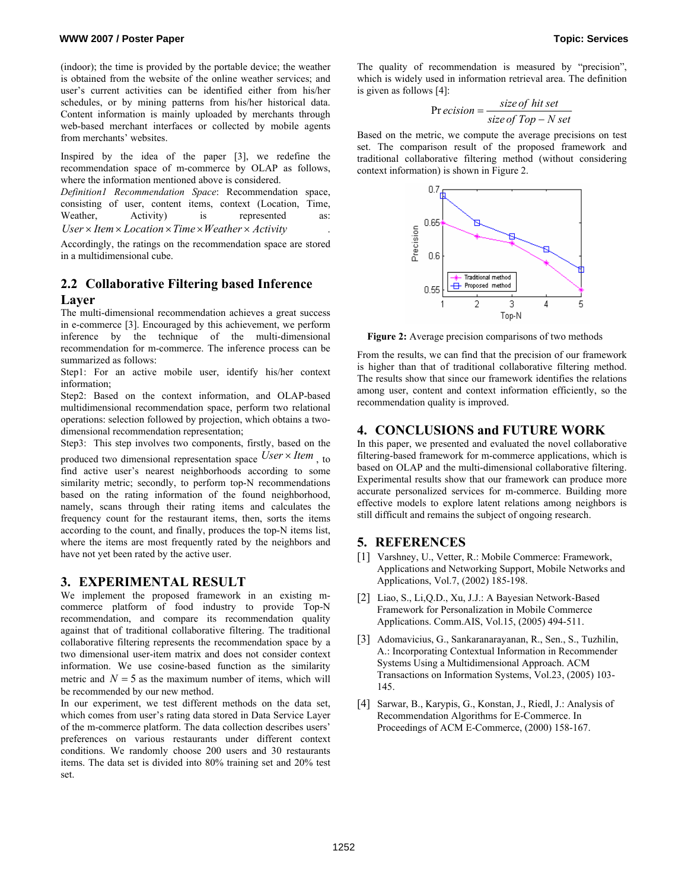(indoor); the time is provided by the portable device; the weather is obtained from the website of the online weather services; and user's current activities can be identified either from his/her schedules, or by mining patterns from his/her historical data. Content information is mainly uploaded by merchants through web-based merchant interfaces or collected by mobile agents from merchants' websites.

Inspired by the idea of the paper [3], we redefine the recommendation space of m-commerce by OLAP as follows, where the information mentioned above is considered.

*Definition1 Recommendation Space*: Recommendation space, consisting of user, content items, context (Location, Time, Weather, Activity) is represented as: $User \times Item \times Location \times Time \times Weather \times Activity$ .

Accordingly, the ratings on the recommendation space are stored in a multidimensional cube.

## 2.2 Collaborative Filtering based Inference Layer

The multi-dimensional recommendation achieves a great success in e-commerce [3]. Encouraged by this achievement, we perform inference by the technique of the multi-dimensional recommendation for m-commerce. The inference process can be summarized as follows:

Step1: For an active mobile user, identify his/her context information;

Step2: Based on the context information, and OLAP-based multidimensional recommendation space, perform two relational operations: selection followed by projection, which obtains a two-dimensional recommendation representation;

Step3: This step involves two components, firstly, based on the produced two dimensional representation space $User \times Item$, to find active user's nearest neighborhoods according to some similarity metric; secondly, to perform top-N recommendations based on the rating information of the found neighborhood, namely, scans through their rating items and calculates the frequency count for the restaurant items, then, sorts the items according to the count, and finally, produces the top-N items list, where the items are most frequently rated by the neighbors and have not yet been rated by the active user.

# 3. EXPERIMENTAL RESULT

We implement the proposed framework in an existing m-commerce platform of food industry to provide Top-N recommendation, and compare its recommendation quality against that of traditional collaborative filtering. The traditional collaborative filtering represents the recommendation space by a two dimensional user-item matrix and does not consider context information. We use cosine-based function as the similarity metric and $N = 5$ as the maximum number of items, which will be recommended by our new method.

In our experiment, we test different methods on the data set, which comes from user's rating data stored in Data Service Layer of the m-commerce platform. The data collection describes users' preferences on various restaurants under different context conditions. We randomly choose 200 users and 30 restaurants items. The data set is divided into 80% training set and 20% test set.

The quality of recommendation is measured by "precision", which is widely used in information retrieval area. The definition is given as follows [4]:

$$Precision = \frac{size\ of\ hit\ set}{size\ of\ Top-N\ set}$$

Based on the metric, we compute the average precisions on test set. The comparison result of the proposed framework and traditional collaborative filtering method (without considering context information) is shown in Figure 2.

Precision
0.7
0.65
0.6
0.55
Top-N
1 2 3 4 5
Traditional method
Proposed method

**Figure 2:** Average precision comparisons of two methods

From the results, we can find that the precision of our framework is higher than that of traditional collaborative filtering method. The results show that since our framework identifies the relations among user, content and context information efficiently, so the recommendation quality is improved.

# 4. CONCLUSIONS and FUTURE WORK

In this paper, we presented and evaluated the novel collaborative filtering-based framework for m-commerce applications, which is based on OLAP and the multi-dimensional collaborative filtering. Experimental results show that our framework can produce more accurate personalized services for m-commerce. Building more effective models to explore latent relations among neighbors is still difficult and remains the subject of ongoing research.

# 5. REFERENCES

[1] Varshney, U., Vetter, R.: Mobile Commerce: Framework, Applications and Networking Support, Mobile Networks and Applications, Vol.7, (2002) 185-198.

[2] Liao, S., Li,Q.D., Xu, J.J.: A Bayesian Network-Based Framework for Personalization in Mobile Commerce Applications. Comm.AIS, Vol.15, (2005) 494-511.

[3] Adomavicius, G., Sankaranarayanan, R., Sen., S., Tuzhilin, A.: Incorporating Contextual Information in Recommender Systems Using a Multidimensional Approach. ACM Transactions on Information Systems, Vol.23, (2005) 103-145.

[4] Sarwar, B., Karypis, G., Konstan, J., Riedl, J.: Analysis of Recommendation Algorithms for E-Commerce. In Proceedings of ACM E-Commerce, (2000) 158-167.